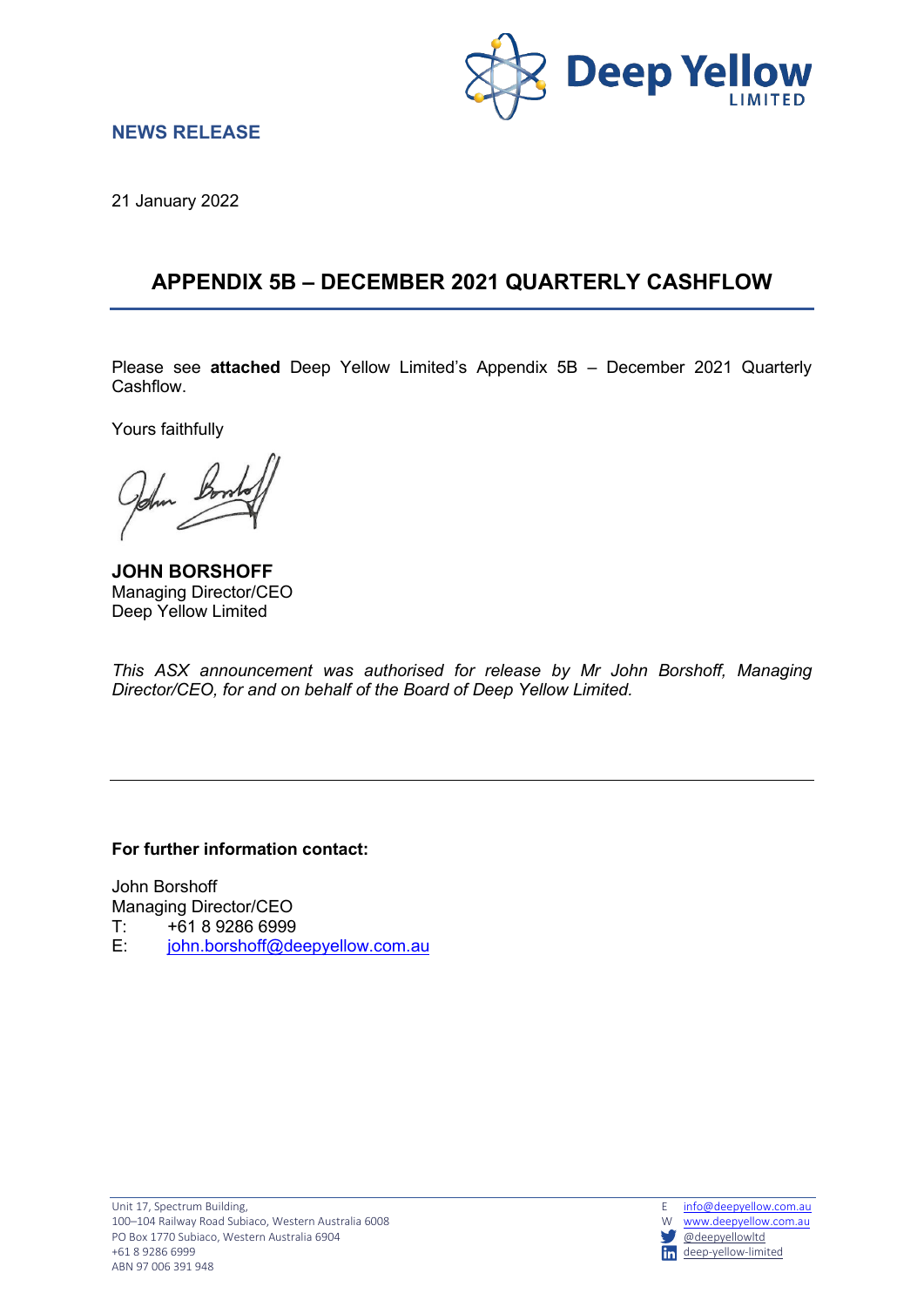**NEWS RELEASE**

21 January 2022

# APPENDIX 5B – DECEMBER 2021 QUARTERLY CASHFLOW

Please see **attached** Deep Yellow Limited's Appendix 5B – December 2021 Quarterly Cashflow.

Yours faithfully

**JOHN BORSHOFF**
Managing Director/CEO
Deep Yellow Limited

*This ASX announcement was authorised for release by Mr John Borshoff, Managing Director/CEO, for and on behalf of the Board of Deep Yellow Limited.*

---

**For further information contact:**

John Borshoff
Managing Director/CEO
T: +61 8 9286 6999
E: john.borshoff@deepyellow.com.au

Unit 17, Spectrum Building,
100–104 Railway Road Subiaco, Western Australia 6008
PO Box 1770 Subiaco, Western Australia 6904
+61 8 9286 6999
ABN 97 006 391 948

E info@deepyellow.com.au
W www.deepyellow.com.au
@deepyellowltd
deep-yellow-limited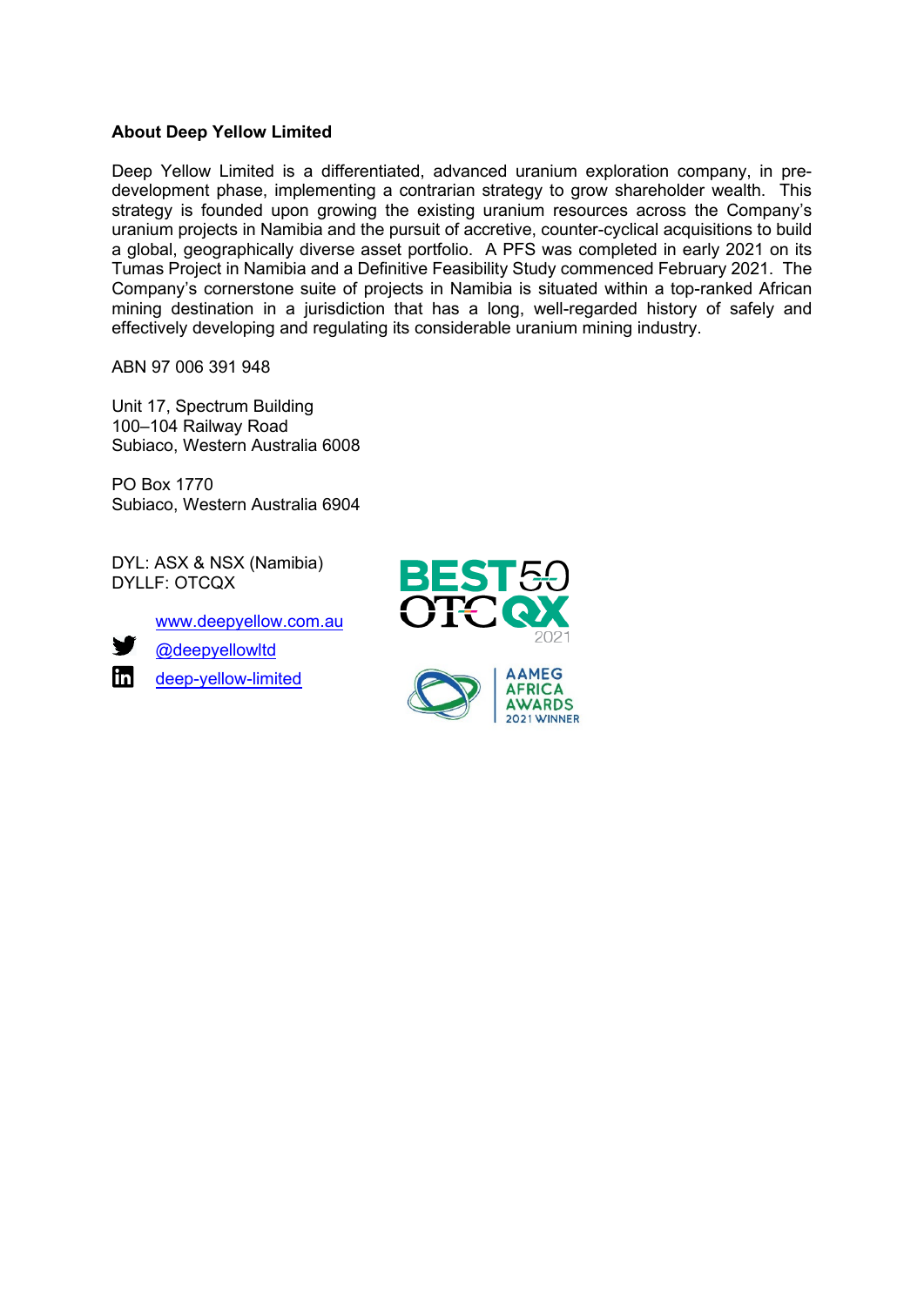**About Deep Yellow Limited**

Deep Yellow Limited is a differentiated, advanced uranium exploration company, in pre-development phase, implementing a contrarian strategy to grow shareholder wealth. This strategy is founded upon growing the existing uranium resources across the Company's uranium projects in Namibia and the pursuit of accretive, counter-cyclical acquisitions to build a global, geographically diverse asset portfolio. A PFS was completed in early 2021 on its Tumas Project in Namibia and a Definitive Feasibility Study commenced February 2021. The Company's cornerstone suite of projects in Namibia is situated within a top-ranked African mining destination in a jurisdiction that has a long, well-regarded history of safely and effectively developing and regulating its considerable uranium mining industry.

ABN 97 006 391 948

Unit 17, Spectrum Building
100–104 Railway Road
Subiaco, Western Australia 6008

PO Box 1770
Subiaco, Western Australia 6904

DYL: ASX & NSX (Namibia)
DYLLF: OTCQX

www.deepyellow.com.au
@deepyellowltd
deep-yellow-limited

BEST 50 OTCQX 2021

AAMEG AFRICA AWARDS 2021 WINNER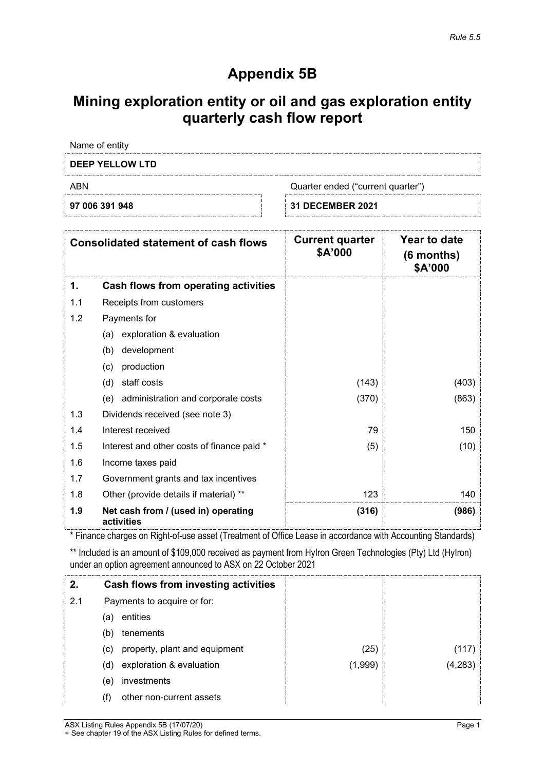*Rule 5.5*

# Appendix 5B

# Mining exploration entity or oil and gas exploration entity quarterly cash flow report

| Name of entity | |
|---|---|
| **DEEP YELLOW LTD** | |
| ABN | Quarter ended ("current quarter") |
| **97 006 391 948** | **31 DECEMBER 2021** |

| | Consolidated statement of cash flows | Current quarter $A'000 | Year to date (6 months) $A'000 |
|---|---|---|---|
| **1.** | **Cash flows from operating activities** | | |
| 1.1 | Receipts from customers | | |
| 1.2 | Payments for | | |
| | (a) exploration & evaluation | | |
| | (b) development | | |
| | (c) production | | |
| | (d) staff costs | (143) | (403) |
| | (e) administration and corporate costs | (370) | (863) |
| 1.3 | Dividends received (see note 3) | | |
| 1.4 | Interest received | 79 | 150 |
| 1.5 | Interest and other costs of finance paid * | (5) | (10) |
| 1.6 | Income taxes paid | | |
| 1.7 | Government grants and tax incentives | | |
| 1.8 | Other (provide details if material) ** | 123 | 140 |
| **1.9** | **Net cash from / (used in) operating activities** | **(316)** | **(986)** |

* Finance charges on Right-of-use asset (Treatment of Office Lease in accordance with Accounting Standards)

** Included is an amount of $109,000 received as payment from HyIron Green Technologies (Pty) Ltd (HyIron) under an option agreement announced to ASX on 22 October 2021

| | | | |
|---|---|---|---|
| **2.** | **Cash flows from investing activities** | | |
| 2.1 | Payments to acquire or for: | | |
| | (a) entities | | |
| | (b) tenements | | |
| | (c) property, plant and equipment | (25) | (117) |
| | (d) exploration & evaluation | (1,999) | (4,283) |
| | (e) investments | | |
| | (f) other non-current assets | | |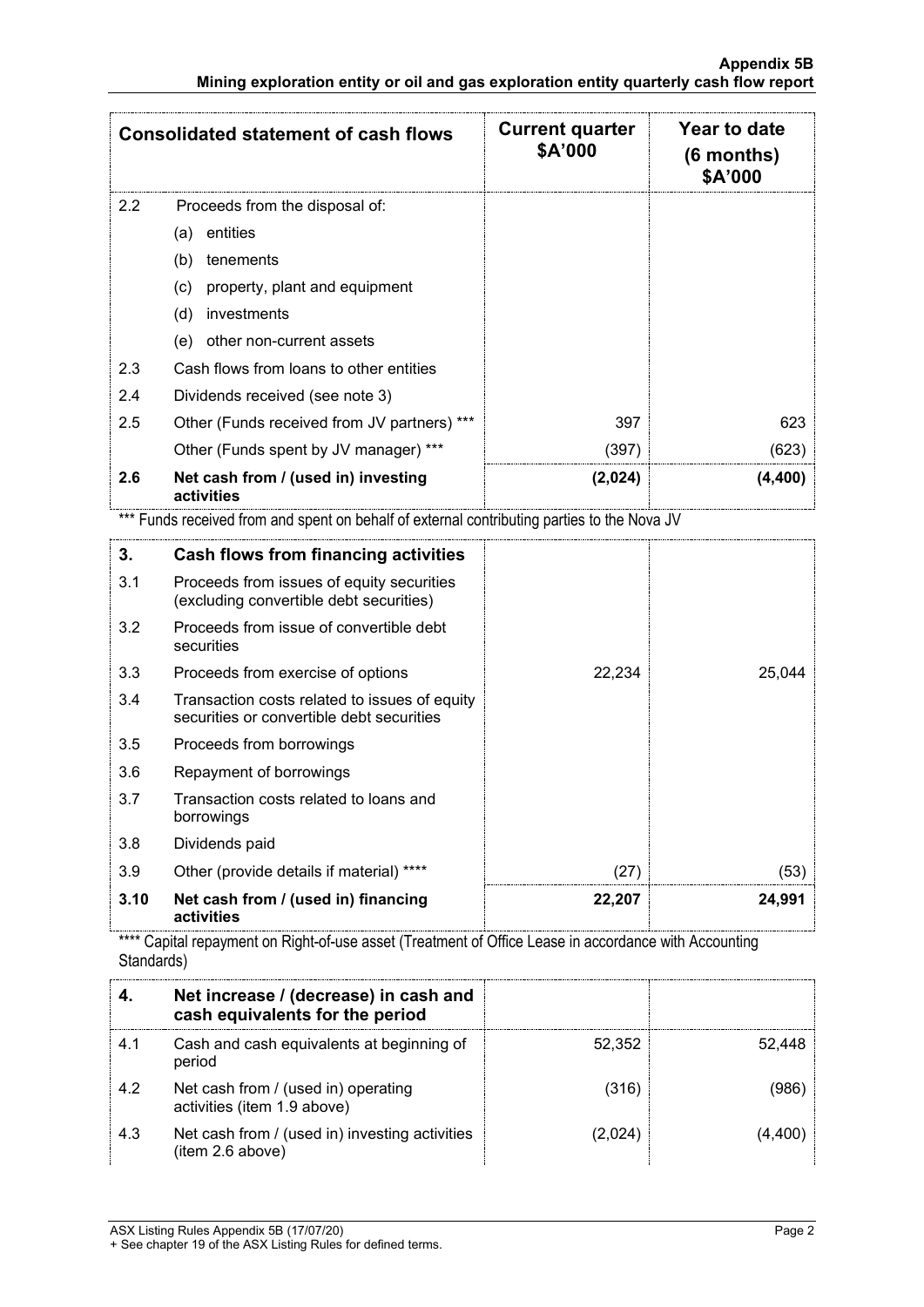| Consolidated statement of cash flows | | Current quarter $A'000 | Year to date (6 months) $A'000 |
|---|---|---|---|
| 2.2 | Proceeds from the disposal of: | | |
| | (a) entities | | |
| | (b) tenements | | |
| | (c) property, plant and equipment | | |
| | (d) investments | | |
| | (e) other non-current assets | | |
| 2.3 | Cash flows from loans to other entities | | |
| 2.4 | Dividends received (see note 3) | | |
| 2.5 | Other (Funds received from JV partners) *** | 397 | 623 |
| | Other (Funds spent by JV manager) *** | (397) | (623) |
| **2.6** | **Net cash from / (used in) investing activities** | **(2,024)** | **(4,400)** |

*** Funds received from and spent on behalf of external contributing parties to the Nova JV

| | | | |
|---|---|---|---|
| **3.** | **Cash flows from financing activities** | | |
| 3.1 | Proceeds from issues of equity securities (excluding convertible debt securities) | | |
| 3.2 | Proceeds from issue of convertible debt securities | | |
| 3.3 | Proceeds from exercise of options | 22,234 | 25,044 |
| 3.4 | Transaction costs related to issues of equity securities or convertible debt securities | | |
| 3.5 | Proceeds from borrowings | | |
| 3.6 | Repayment of borrowings | | |
| 3.7 | Transaction costs related to loans and borrowings | | |
| 3.8 | Dividends paid | | |
| 3.9 | Other (provide details if material) **** | (27) | (53) |
| **3.10** | **Net cash from / (used in) financing activities** | **22,207** | **24,991** |

**** Capital repayment on Right-of-use asset (Treatment of Office Lease in accordance with Accounting Standards)

| | | | |
|---|---|---|---|
| **4.** | **Net increase / (decrease) in cash and cash equivalents for the period** | | |
| 4.1 | Cash and cash equivalents at beginning of period | 52,352 | 52,448 |
| 4.2 | Net cash from / (used in) operating activities (item 1.9 above) | (316) | (986) |
| 4.3 | Net cash from / (used in) investing activities (item 2.6 above) | (2,024) | (4,400) |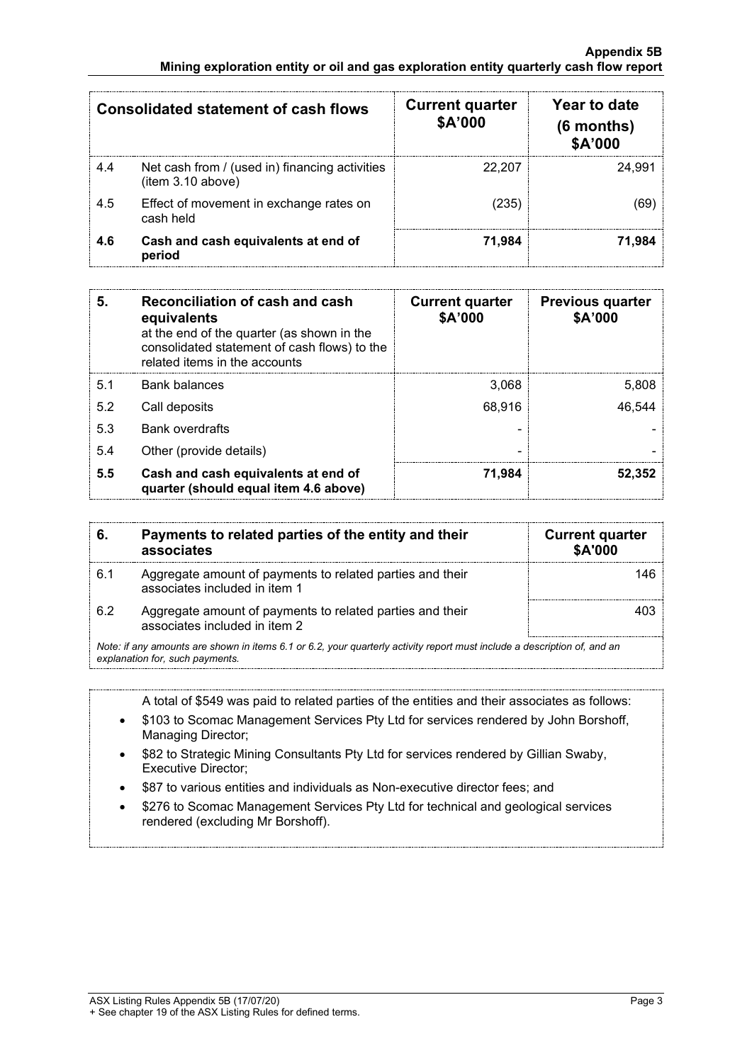| Consolidated statement of cash flows | | Current quarter $A'000 | Year to date (6 months) $A'000 |
|---|---|---|---|
| 4.4 | Net cash from / (used in) financing activities (item 3.10 above) | 22,207 | 24,991 |
| 4.5 | Effect of movement in exchange rates on cash held | (235) | (69) |
| **4.6** | **Cash and cash equivalents at end of period** | **71,984** | **71,984** |

| 5. | Reconciliation of cash and cash equivalents at the end of the quarter (as shown in the consolidated statement of cash flows) to the related items in the accounts | Current quarter $A'000 | Previous quarter $A'000 |
|---|---|---|---|
| 5.1 | Bank balances | 3,068 | 5,808 |
| 5.2 | Call deposits | 68,916 | 46,544 |
| 5.3 | Bank overdrafts | - | - |
| 5.4 | Other (provide details) | - | - |
| **5.5** | **Cash and cash equivalents at end of quarter (should equal item 4.6 above)** | **71,984** | **52,352** |

| 6. | Payments to related parties of the entity and their associates | Current quarter $A'000 |
|---|---|---|
| 6.1 | Aggregate amount of payments to related parties and their associates included in item 1 | 146 |
| 6.2 | Aggregate amount of payments to related parties and their associates included in item 2 | 403 |

*Note: if any amounts are shown in items 6.1 or 6.2, your quarterly activity report must include a description of, and an explanation for, such payments.*

A total of $549 was paid to related parties of the entities and their associates as follows:

- $103 to Scomac Management Services Pty Ltd for services rendered by John Borshoff, Managing Director;
- $82 to Strategic Mining Consultants Pty Ltd for services rendered by Gillian Swaby, Executive Director;
- $87 to various entities and individuals as Non-executive director fees; and
- $276 to Scomac Management Services Pty Ltd for technical and geological services rendered (excluding Mr Borshoff).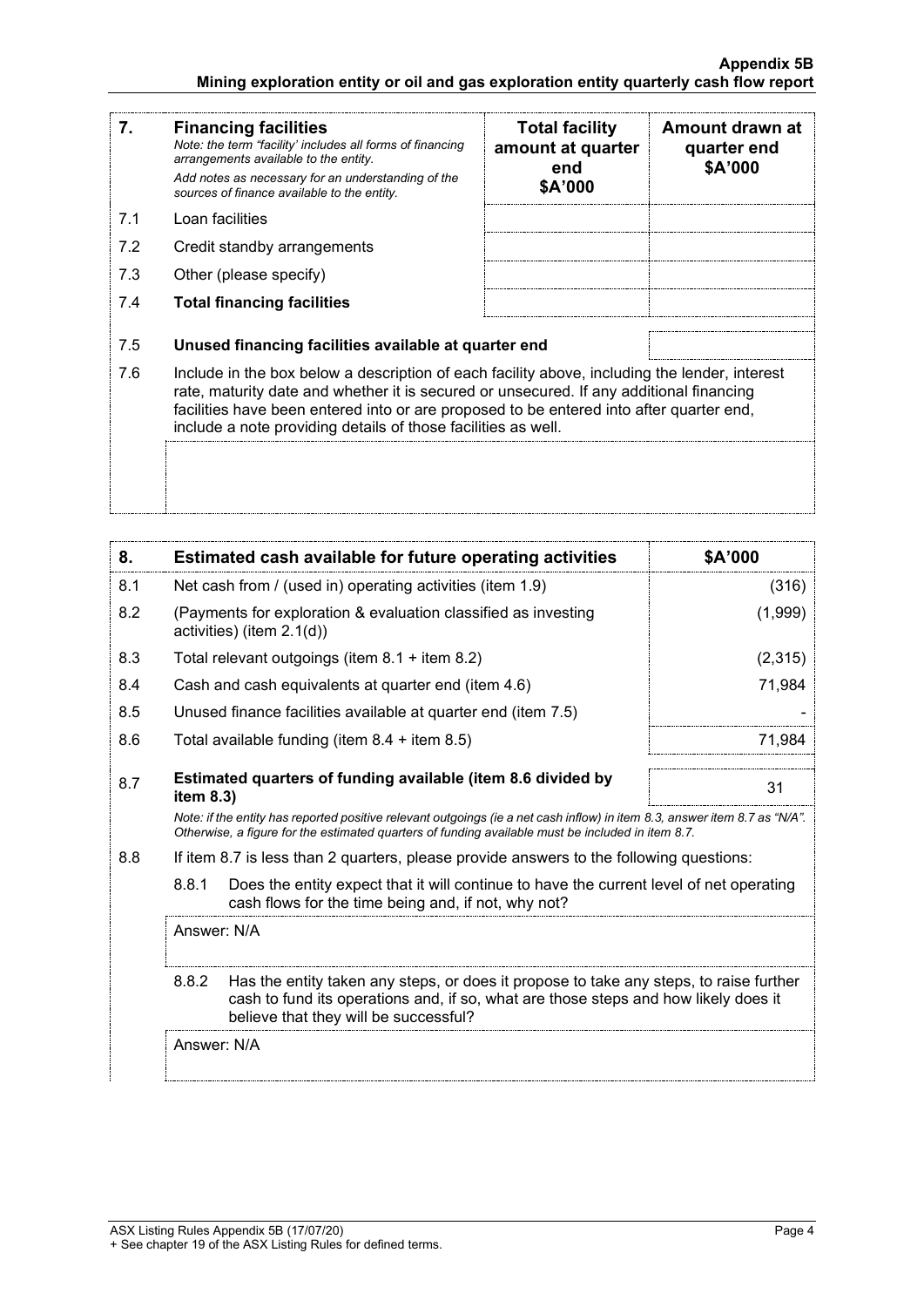| 7. | **Financing facilities**<br>*Note: the term "facility' includes all forms of financing arrangements available to the entity.*<br>*Add notes as necessary for an understanding of the sources of finance available to the entity.* | **Total facility amount at quarter end**<br>**$A'000** | **Amount drawn at quarter end**<br>**$A'000** |
|---|---|---|---|
| 7.1 | Loan facilities | | |
| 7.2 | Credit standby arrangements | | |
| 7.3 | Other (please specify) | | |
| 7.4 | **Total financing facilities** | | |
| 7.5 | **Unused financing facilities available at quarter end** | | |

7.6 Include in the box below a description of each facility above, including the lender, interest rate, maturity date and whether it is secured or unsecured. If any additional financing facilities have been entered into or are proposed to be entered into after quarter end, include a note providing details of those facilities as well.

| 8. | **Estimated cash available for future operating activities** | **$A'000** |
|---|---|---|
| 8.1 | Net cash from / (used in) operating activities (item 1.9) | (316) |
| 8.2 | (Payments for exploration & evaluation classified as investing activities) (item 2.1(d)) | (1,999) |
| 8.3 | Total relevant outgoings (item 8.1 + item 8.2) | (2,315) |
| 8.4 | Cash and cash equivalents at quarter end (item 4.6) | 71,984 |
| 8.5 | Unused finance facilities available at quarter end (item 7.5) | - |
| 8.6 | Total available funding (item 8.4 + item 8.5) | 71,984 |
| 8.7 | **Estimated quarters of funding available (item 8.6 divided by item 8.3)** | 31 |

*Note: if the entity has reported positive relevant outgoings (ie a net cash inflow) in item 8.3, answer item 8.7 as "N/A". Otherwise, a figure for the estimated quarters of funding available must be included in item 8.7.*

8.8 If item 8.7 is less than 2 quarters, please provide answers to the following questions:

8.8.1 Does the entity expect that it will continue to have the current level of net operating cash flows for the time being and, if not, why not?

Answer: N/A

8.8.2 Has the entity taken any steps, or does it propose to take any steps, to raise further cash to fund its operations and, if so, what are those steps and how likely does it believe that they will be successful?

Answer: N/A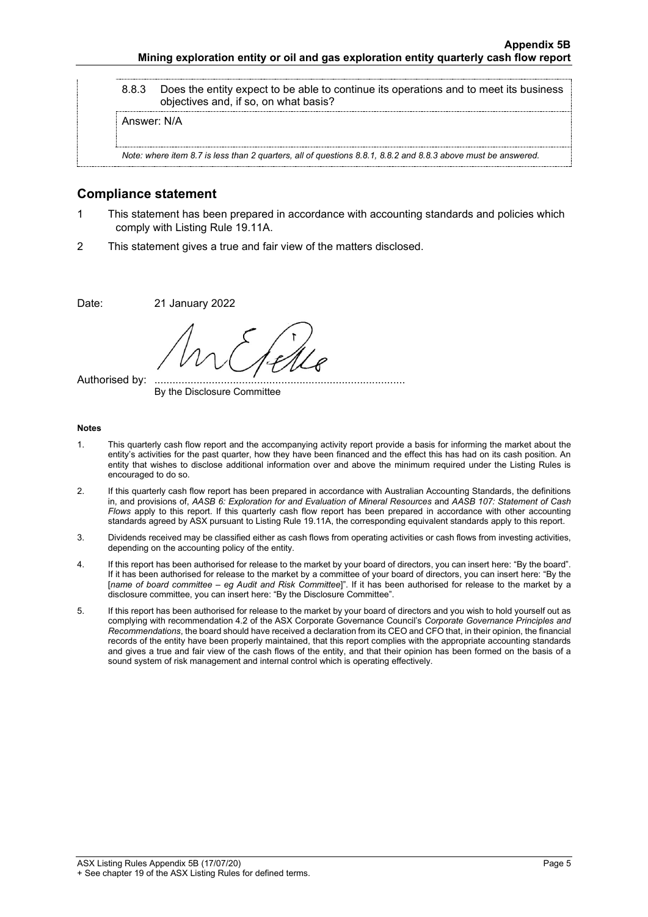| | |
|---|---|
| 8.8.3 | Does the entity expect to be able to continue its operations and to meet its business objectives and, if so, on what basis? |
| Answer: N/A | |

*Note: where item 8.7 is less than 2 quarters, all of questions 8.8.1, 8.8.2 and 8.8.3 above must be answered.*

## Compliance statement

1. This statement has been prepared in accordance with accounting standards and policies which comply with Listing Rule 19.11A.
2. This statement gives a true and fair view of the matters disclosed.

Date: 21 January 2022

Authorised by: ..................................................................................
By the Disclosure Committee

**Notes**

1. This quarterly cash flow report and the accompanying activity report provide a basis for informing the market about the entity's activities for the past quarter, how they have been financed and the effect this has had on its cash position. An entity that wishes to disclose additional information over and above the minimum required under the Listing Rules is encouraged to do so.
2. If this quarterly cash flow report has been prepared in accordance with Australian Accounting Standards, the definitions in, and provisions of, *AASB 6: Exploration for and Evaluation of Mineral Resources* and *AASB 107: Statement of Cash Flows* apply to this report. If this quarterly cash flow report has been prepared in accordance with other accounting standards agreed by ASX pursuant to Listing Rule 19.11A, the corresponding equivalent standards apply to this report.
3. Dividends received may be classified either as cash flows from operating activities or cash flows from investing activities, depending on the accounting policy of the entity.
4. If this report has been authorised for release to the market by your board of directors, you can insert here: "By the board". If it has been authorised for release to the market by a committee of your board of directors, you can insert here: "By the [*name of board committee – eg Audit and Risk Committee*]". If it has been authorised for release to the market by a disclosure committee, you can insert here: "By the Disclosure Committee".
5. If this report has been authorised for release to the market by your board of directors and you wish to hold yourself out as complying with recommendation 4.2 of the ASX Corporate Governance Council's *Corporate Governance Principles and Recommendations*, the board should have received a declaration from its CEO and CFO that, in their opinion, the financial records of the entity have been properly maintained, that this report complies with the appropriate accounting standards and gives a true and fair view of the cash flows of the entity, and that their opinion has been formed on the basis of a sound system of risk management and internal control which is operating effectively.